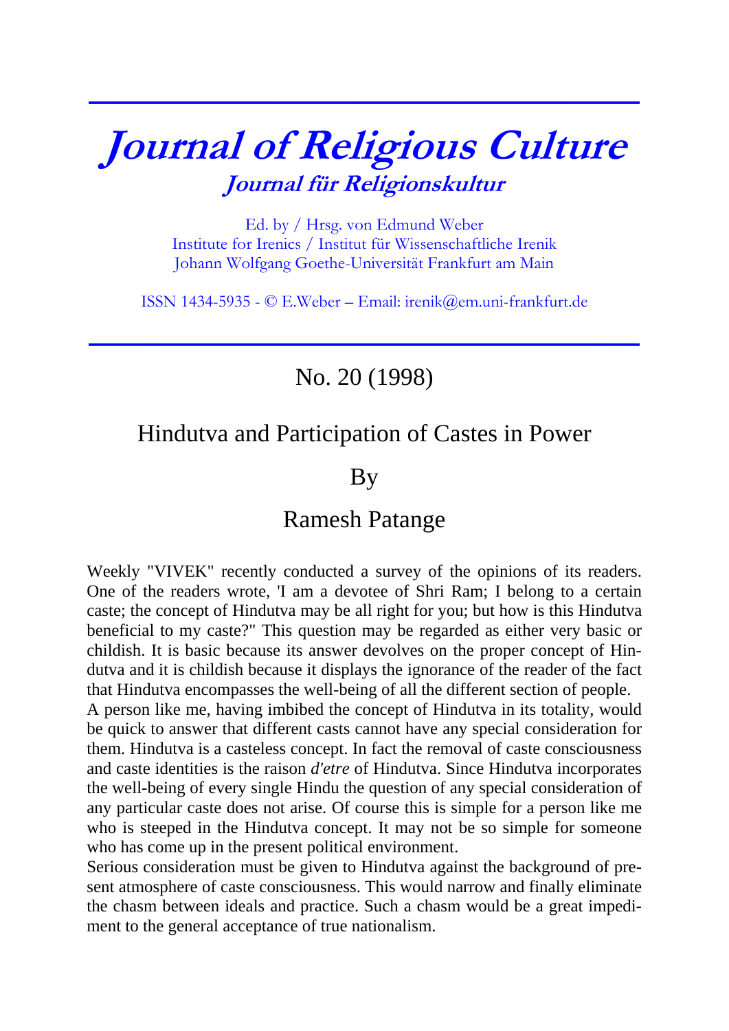# Journal of Religious Culture

## Journal für Religionskultur

Ed. by / Hrsg. von Edmund Weber
Institute for Irenics / Institut für Wissenschaftliche Irenik
Johann Wolfgang Goethe-Universität Frankfurt am Main

ISSN 1434-5935 - © E.Weber – Email: irenik@em.uni-frankfurt.de

No. 20 (1998)

# Hindutva and Participation of Castes in Power

By

Ramesh Patange

Weekly "VIVEK" recently conducted a survey of the opinions of its readers. One of the readers wrote, 'I am a devotee of Shri Ram; I belong to a certain caste; the concept of Hindutva may be all right for you; but how is this Hindutva beneficial to my caste?" This question may be regarded as either very basic or childish. It is basic because its answer devolves on the proper concept of Hindutva and it is childish because it displays the ignorance of the reader of the fact that Hindutva encompasses the well-being of all the different section of people.

A person like me, having imbibed the concept of Hindutva in its totality, would be quick to answer that different casts cannot have any special consideration for them. Hindutva is a casteless concept. In fact the removal of caste consciousness and caste identities is the raison *d'etre* of Hindutva. Since Hindutva incorporates the well-being of every single Hindu the question of any special consideration of any particular caste does not arise. Of course this is simple for a person like me who is steeped in the Hindutva concept. It may not be so simple for someone who has come up in the present political environment.

Serious consideration must be given to Hindutva against the background of present atmosphere of caste consciousness. This would narrow and finally eliminate the chasm between ideals and practice. Such a chasm would be a great impediment to the general acceptance of true nationalism.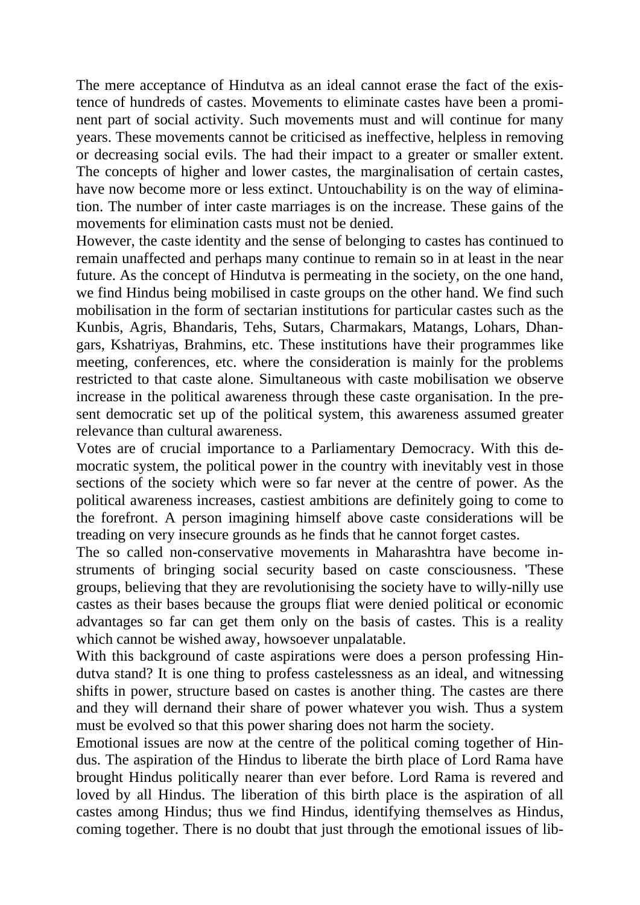The mere acceptance of Hindutva as an ideal cannot erase the fact of the existence of hundreds of castes. Movements to eliminate castes have been a prominent part of social activity. Such movements must and will continue for many years. These movements cannot be criticised as ineffective, helpless in removing or decreasing social evils. The had their impact to a greater or smaller extent. The concepts of higher and lower castes, the marginalisation of certain castes, have now become more or less extinct. Untouchability is on the way of elimination. The number of inter caste marriages is on the increase. These gains of the movements for elimination casts must not be denied.

However, the caste identity and the sense of belonging to castes has continued to remain unaffected and perhaps many continue to remain so in at least in the near future. As the concept of Hindutva is permeating in the society, on the one hand, we find Hindus being mobilised in caste groups on the other hand. We find such mobilisation in the form of sectarian institutions for particular castes such as the Kunbis, Agris, Bhandaris, Tehs, Sutars, Charmakars, Matangs, Lohars, Dhangars, Kshatriyas, Brahmins, etc. These institutions have their programmes like meeting, conferences, etc. where the consideration is mainly for the problems restricted to that caste alone. Simultaneous with caste mobilisation we observe increase in the political awareness through these caste organisation. In the present democratic set up of the political system, this awareness assumed greater relevance than cultural awareness.

Votes are of crucial importance to a Parliamentary Democracy. With this democratic system, the political power in the country with inevitably vest in those sections of the society which were so far never at the centre of power. As the political awareness increases, castiest ambitions are definitely going to come to the forefront. A person imagining himself above caste considerations will be treading on very insecure grounds as he finds that he cannot forget castes.

The so called non-conservative movements in Maharashtra have become instruments of bringing social security based on caste consciousness. 'These groups, believing that they are revolutionising the society have to willy-nilly use castes as their bases because the groups fliat were denied political or economic advantages so far can get them only on the basis of castes. This is a reality which cannot be wished away, howsoever unpalatable.

With this background of caste aspirations were does a person professing Hindutva stand? It is one thing to profess castelessness as an ideal, and witnessing shifts in power, structure based on castes is another thing. The castes are there and they will dernand their share of power whatever you wish. Thus a system must be evolved so that this power sharing does not harm the society.

Emotional issues are now at the centre of the political coming together of Hindus. The aspiration of the Hindus to liberate the birth place of Lord Rama have brought Hindus politically nearer than ever before. Lord Rama is revered and loved by all Hindus. The liberation of this birth place is the aspiration of all castes among Hindus; thus we find Hindus, identifying themselves as Hindus, coming together. There is no doubt that just through the emotional issues of lib-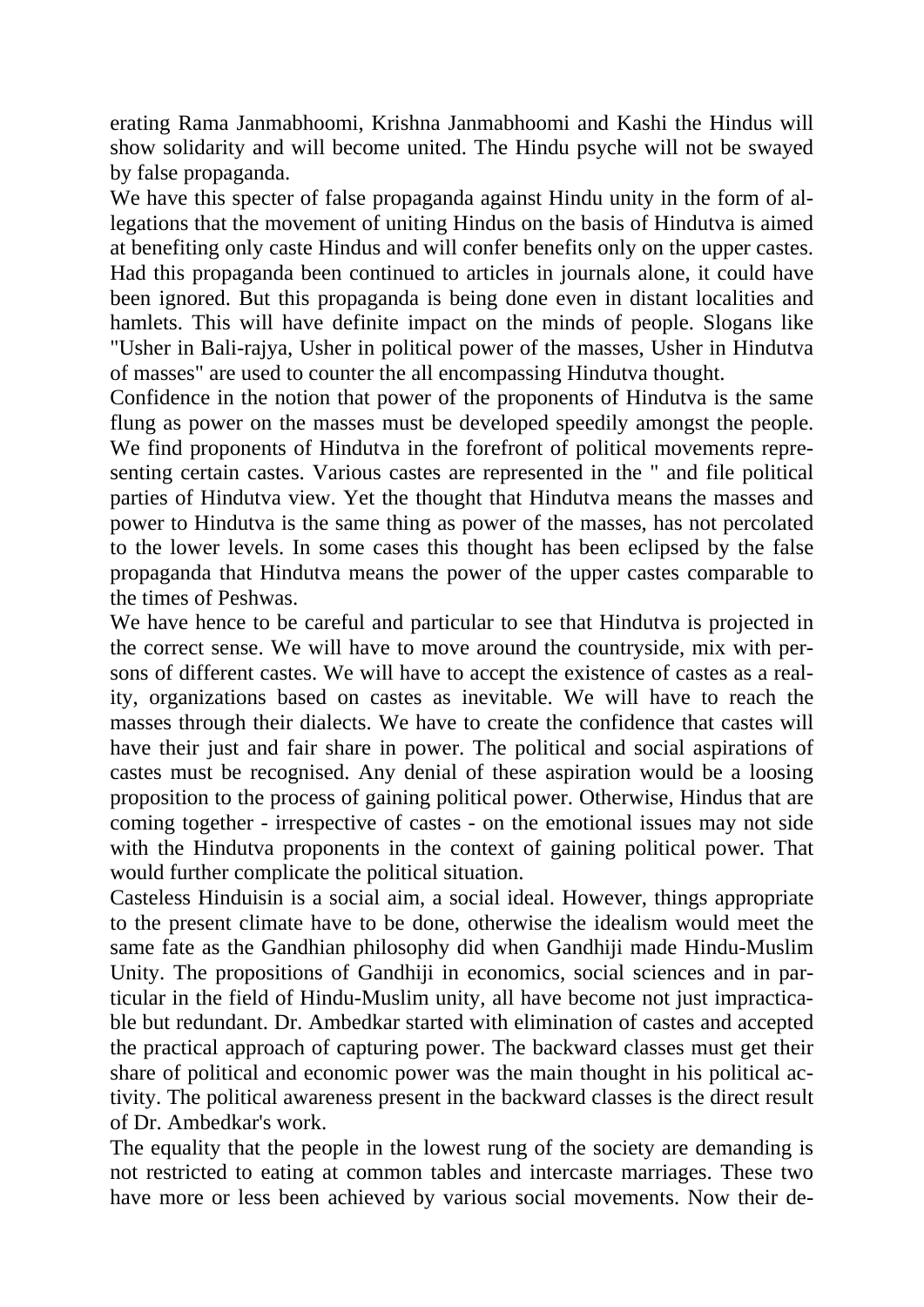erating Rama Janmabhoomi, Krishna Janmabhoomi and Kashi the Hindus will show solidarity and will become united. The Hindu psyche will not be swayed by false propaganda.

We have this specter of false propaganda against Hindu unity in the form of allegations that the movement of uniting Hindus on the basis of Hindutva is aimed at benefiting only caste Hindus and will confer benefits only on the upper castes. Had this propaganda been continued to articles in journals alone, it could have been ignored. But this propaganda is being done even in distant localities and hamlets. This will have definite impact on the minds of people. Slogans like "Usher in Bali-rajya, Usher in political power of the masses, Usher in Hindutva of masses" are used to counter the all encompassing Hindutva thought.

Confidence in the notion that power of the proponents of Hindutva is the same flung as power on the masses must be developed speedily amongst the people. We find proponents of Hindutva in the forefront of political movements representing certain castes. Various castes are represented in the " and file political parties of Hindutva view. Yet the thought that Hindutva means the masses and power to Hindutva is the same thing as power of the masses, has not percolated to the lower levels. In some cases this thought has been eclipsed by the false propaganda that Hindutva means the power of the upper castes comparable to the times of Peshwas.

We have hence to be careful and particular to see that Hindutva is projected in the correct sense. We will have to move around the countryside, mix with persons of different castes. We will have to accept the existence of castes as a reality, organizations based on castes as inevitable. We will have to reach the masses through their dialects. We have to create the confidence that castes will have their just and fair share in power. The political and social aspirations of castes must be recognised. Any denial of these aspiration would be a loosing proposition to the process of gaining political power. Otherwise, Hindus that are coming together - irrespective of castes - on the emotional issues may not side with the Hindutva proponents in the context of gaining political power. That would further complicate the political situation.

Casteless Hinduisin is a social aim, a social ideal. However, things appropriate to the present climate have to be done, otherwise the idealism would meet the same fate as the Gandhian philosophy did when Gandhiji made Hindu-Muslim Unity. The propositions of Gandhiji in economics, social sciences and in particular in the field of Hindu-Muslim unity, all have become not just impracticable but redundant. Dr. Ambedkar started with elimination of castes and accepted the practical approach of capturing power. The backward classes must get their share of political and economic power was the main thought in his political activity. The political awareness present in the backward classes is the direct result of Dr. Ambedkar's work.

The equality that the people in the lowest rung of the society are demanding is not restricted to eating at common tables and intercaste marriages. These two have more or less been achieved by various social movements. Now their de-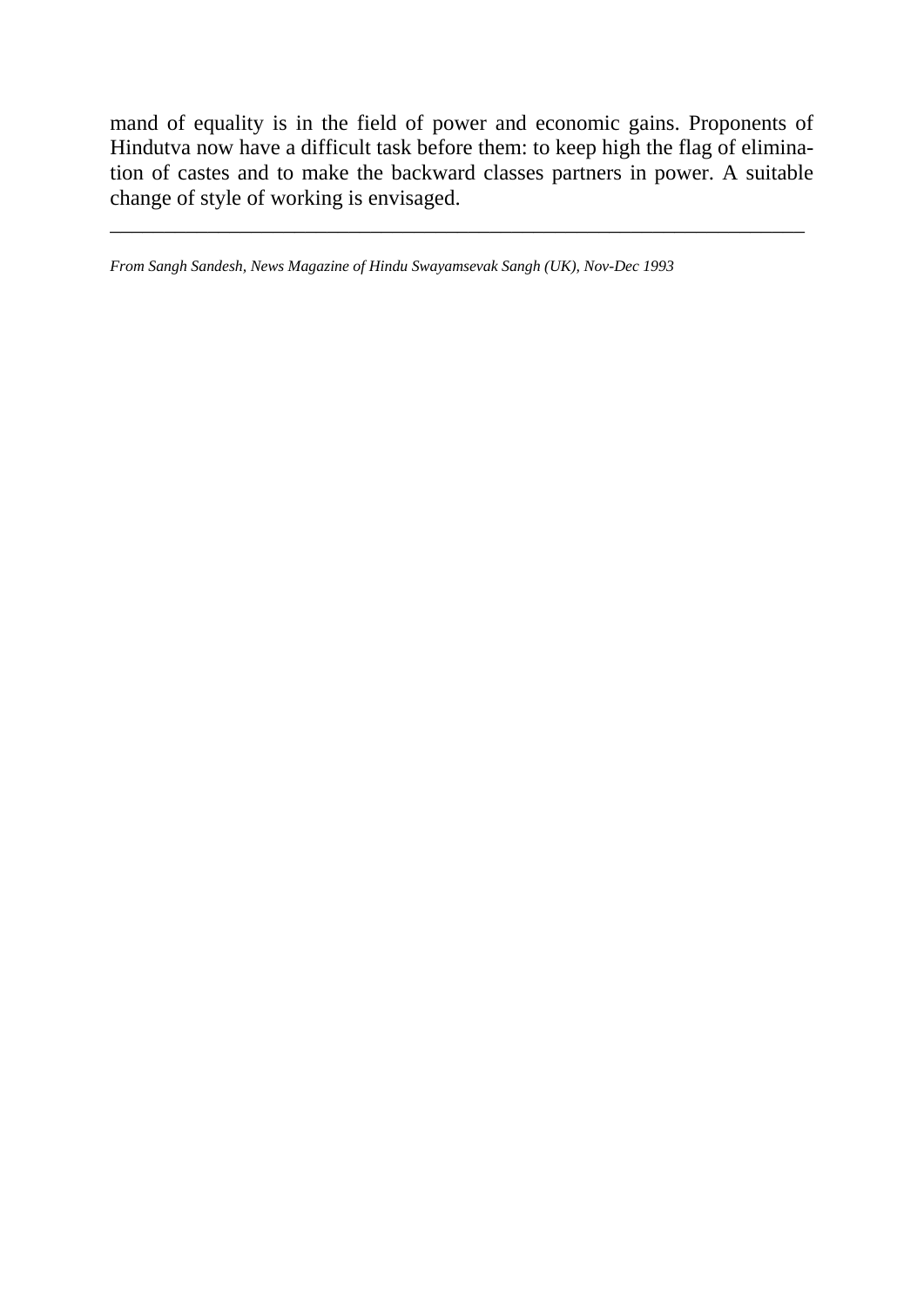mand of equality is in the field of power and economic gains. Proponents of Hindutva now have a difficult task before them: to keep high the flag of elimination of castes and to make the backward classes partners in power. A suitable change of style of working is envisaged.

---

*From Sangh Sandesh, News Magazine of Hindu Swayamsevak Sangh (UK), Nov-Dec 1993*